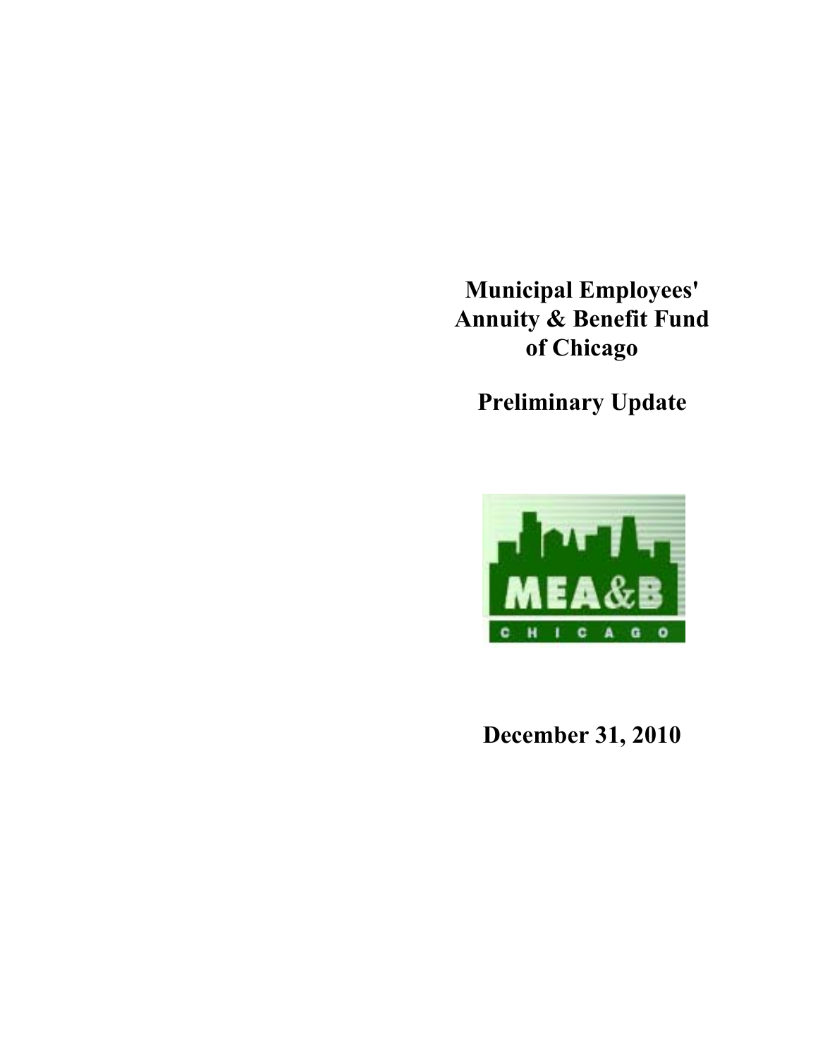# Municipal Employees' Annuity & Benefit Fund of Chicago

## Preliminary Update

MEA&B
CHICAGO

## December 31, 2010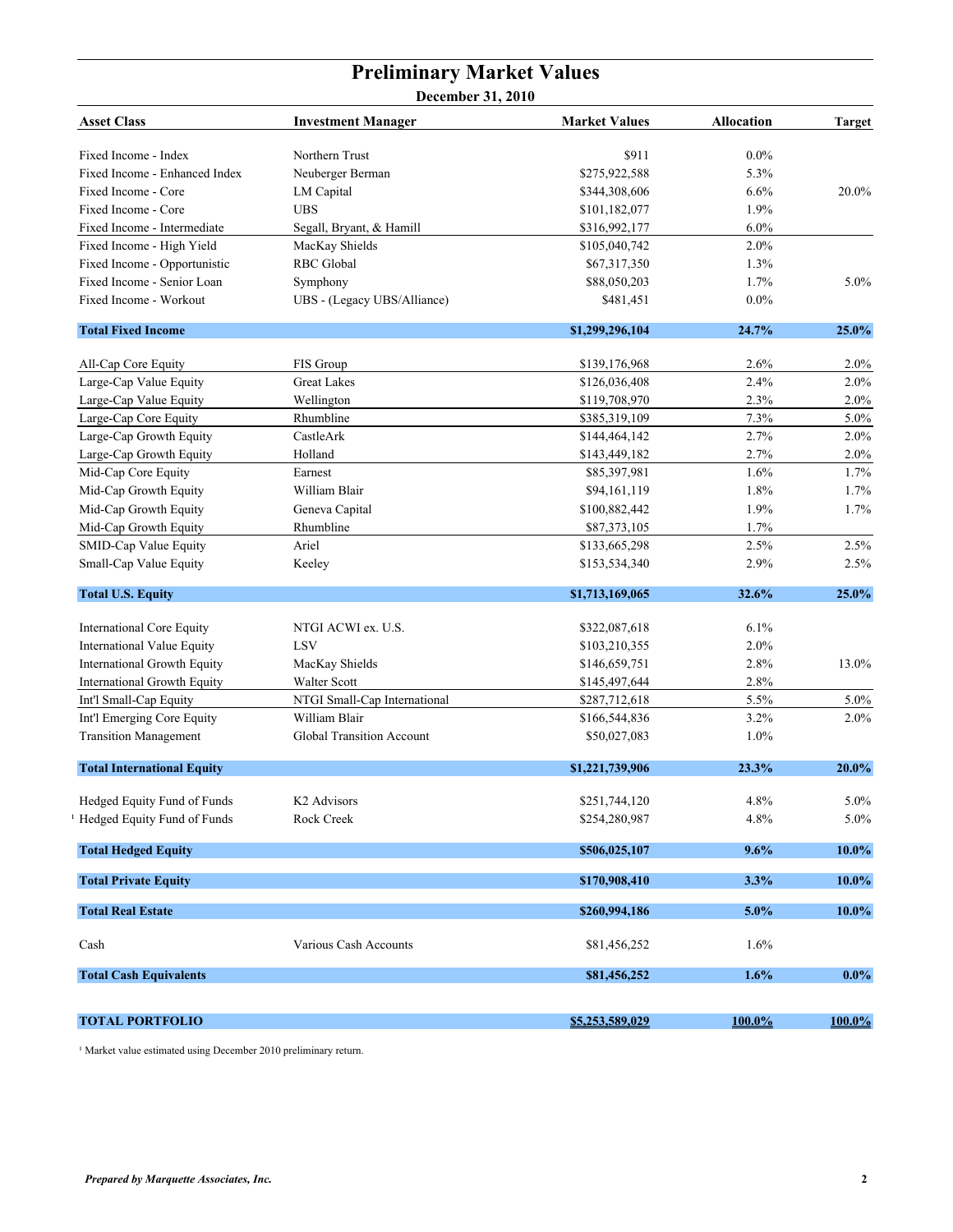# Preliminary Market Values

**December 31, 2010**

| Asset Class | Investment Manager | Market Values | Allocation | Target |
|---|---|---|---|---|
| Fixed Income - Index | Northern Trust | $911 | 0.0% | |
| Fixed Income - Enhanced Index | Neuberger Berman | $275,922,588 | 5.3% | |
| Fixed Income - Core | LM Capital | $344,308,606 | 6.6% | 20.0% |
| Fixed Income - Core | UBS | $101,182,077 | 1.9% | |
| Fixed Income - Intermediate | Segall, Bryant, & Hamill | $316,992,177 | 6.0% | |
| Fixed Income - High Yield | MacKay Shields | $105,040,742 | 2.0% | |
| Fixed Income - Opportunistic | RBC Global | $67,317,350 | 1.3% | |
| Fixed Income - Senior Loan | Symphony | $88,050,203 | 1.7% | 5.0% |
| Fixed Income - Workout | UBS - (Legacy UBS/Alliance) | $481,451 | 0.0% | |
| **Total Fixed Income** | | **$1,299,296,104** | **24.7%** | **25.0%** |
| All-Cap Core Equity | FIS Group | $139,176,968 | 2.6% | 2.0% |
| Large-Cap Value Equity | Great Lakes | $126,036,408 | 2.4% | 2.0% |
| Large-Cap Value Equity | Wellington | $119,708,970 | 2.3% | 2.0% |
| Large-Cap Core Equity | Rhumbline | $385,319,109 | 7.3% | 5.0% |
| Large-Cap Growth Equity | CastleArk | $144,464,142 | 2.7% | 2.0% |
| Large-Cap Growth Equity | Holland | $143,449,182 | 2.7% | 2.0% |
| Mid-Cap Core Equity | Earnest | $85,397,981 | 1.6% | 1.7% |
| Mid-Cap Growth Equity | William Blair | $94,161,119 | 1.8% | 1.7% |
| Mid-Cap Growth Equity | Geneva Capital | $100,882,442 | 1.9% | 1.7% |
| Mid-Cap Growth Equity | Rhumbline | $87,373,105 | 1.7% | |
| SMID-Cap Value Equity | Ariel | $133,665,298 | 2.5% | 2.5% |
| Small-Cap Value Equity | Keeley | $153,534,340 | 2.9% | 2.5% |
| **Total U.S. Equity** | | **$1,713,169,065** | **32.6%** | **25.0%** |
| International Core Equity | NTGI ACWI ex. U.S. | $322,087,618 | 6.1% | |
| International Value Equity | LSV | $103,210,355 | 2.0% | |
| International Growth Equity | MacKay Shields | $146,659,751 | 2.8% | 13.0% |
| International Growth Equity | Walter Scott | $145,497,644 | 2.8% | |
| Int'l Small-Cap Equity | NTGI Small-Cap International | $287,712,618 | 5.5% | 5.0% |
| Int'l Emerging Core Equity | William Blair | $166,544,836 | 3.2% | 2.0% |
| Transition Management | Global Transition Account | $50,027,083 | 1.0% | |
| **Total International Equity** | | **$1,221,739,906** | **23.3%** | **20.0%** |
| Hedged Equity Fund of Funds | K2 Advisors | $251,744,120 | 4.8% | 5.0% |
| [1] Hedged Equity Fund of Funds | Rock Creek | $254,280,987 | 4.8% | 5.0% |
| **Total Hedged Equity** | | **$506,025,107** | **9.6%** | **10.0%** |
| **Total Private Equity** | | **$170,908,410** | **3.3%** | **10.0%** |
| **Total Real Estate** | | **$260,994,186** | **5.0%** | **10.0%** |
| Cash | Various Cash Accounts | $81,456,252 | 1.6% | |
| **Total Cash Equivalents** | | **$81,456,252** | **1.6%** | **0.0%** |
| **TOTAL PORTFOLIO** | | **$5,253,589,029** | **100.0%** | **100.0%** |

[1] Market value estimated using December 2010 preliminary return.

*Prepared by Marquette Associates, Inc.*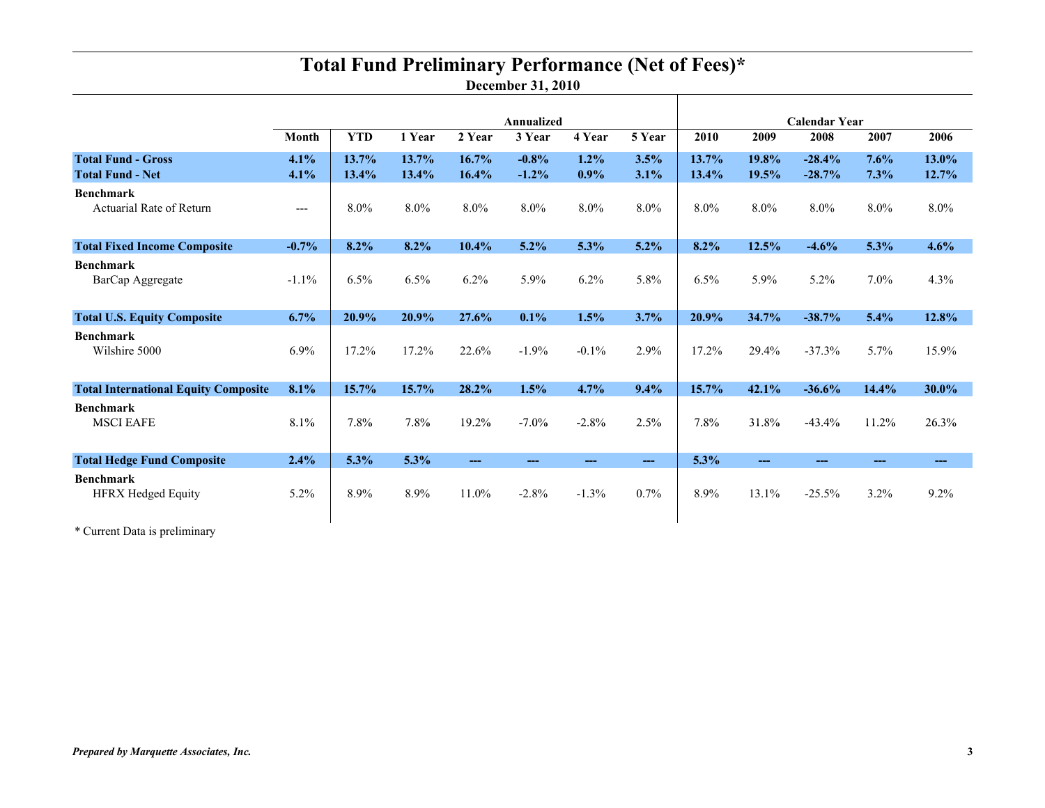# Total Fund Preliminary Performance (Net of Fees)*

**December 31, 2010**

| | | | | | Annualized | | | | | Calendar Year | | |
|---|---|---|---|---|---|---|---|---|---|---|---|---|
| | **Month** | **YTD** | **1 Year** | **2 Year** | **3 Year** | **4 Year** | **5 Year** | **2010** | **2009** | **2008** | **2007** | **2006** |
| **Total Fund - Gross** | **4.1%** | **13.7%** | **13.7%** | **16.7%** | **-0.8%** | **1.2%** | **3.5%** | **13.7%** | **19.8%** | **-28.4%** | **7.6%** | **13.0%** |
| **Total Fund - Net** | **4.1%** | **13.4%** | **13.4%** | **16.4%** | **-1.2%** | **0.9%** | **3.1%** | **13.4%** | **19.5%** | **-28.7%** | **7.3%** | **12.7%** |
| **Benchmark** | | | | | | | | | | | | |
| Actuarial Rate of Return | --- | 8.0% | 8.0% | 8.0% | 8.0% | 8.0% | 8.0% | 8.0% | 8.0% | 8.0% | 8.0% | 8.0% |
| **Total Fixed Income Composite** | **-0.7%** | **8.2%** | **8.2%** | **10.4%** | **5.2%** | **5.3%** | **5.2%** | **8.2%** | **12.5%** | **-4.6%** | **5.3%** | **4.6%** |
| **Benchmark** | | | | | | | | | | | | |
| BarCap Aggregate | -1.1% | 6.5% | 6.5% | 6.2% | 5.9% | 6.2% | 5.8% | 6.5% | 5.9% | 5.2% | 7.0% | 4.3% |
| **Total U.S. Equity Composite** | **6.7%** | **20.9%** | **20.9%** | **27.6%** | **0.1%** | **1.5%** | **3.7%** | **20.9%** | **34.7%** | **-38.7%** | **5.4%** | **12.8%** |
| **Benchmark** | | | | | | | | | | | | |
| Wilshire 5000 | 6.9% | 17.2% | 17.2% | 22.6% | -1.9% | -0.1% | 2.9% | 17.2% | 29.4% | -37.3% | 5.7% | 15.9% |
| **Total International Equity Composite** | **8.1%** | **15.7%** | **15.7%** | **28.2%** | **1.5%** | **4.7%** | **9.4%** | **15.7%** | **42.1%** | **-36.6%** | **14.4%** | **30.0%** |
| **Benchmark** | | | | | | | | | | | | |
| MSCI EAFE | 8.1% | 7.8% | 7.8% | 19.2% | -7.0% | -2.8% | 2.5% | 7.8% | 31.8% | -43.4% | 11.2% | 26.3% |
| **Total Hedge Fund Composite** | **2.4%** | **5.3%** | **5.3%** | **---** | **---** | **---** | **---** | **5.3%** | **---** | **---** | **---** | **---** |
| **Benchmark** | | | | | | | | | | | | |
| HFRX Hedged Equity | 5.2% | 8.9% | 8.9% | 11.0% | -2.8% | -1.3% | 0.7% | 8.9% | 13.1% | -25.5% | 3.2% | 9.2% |

* Current Data is preliminary

*Prepared by Marquette Associates, Inc.*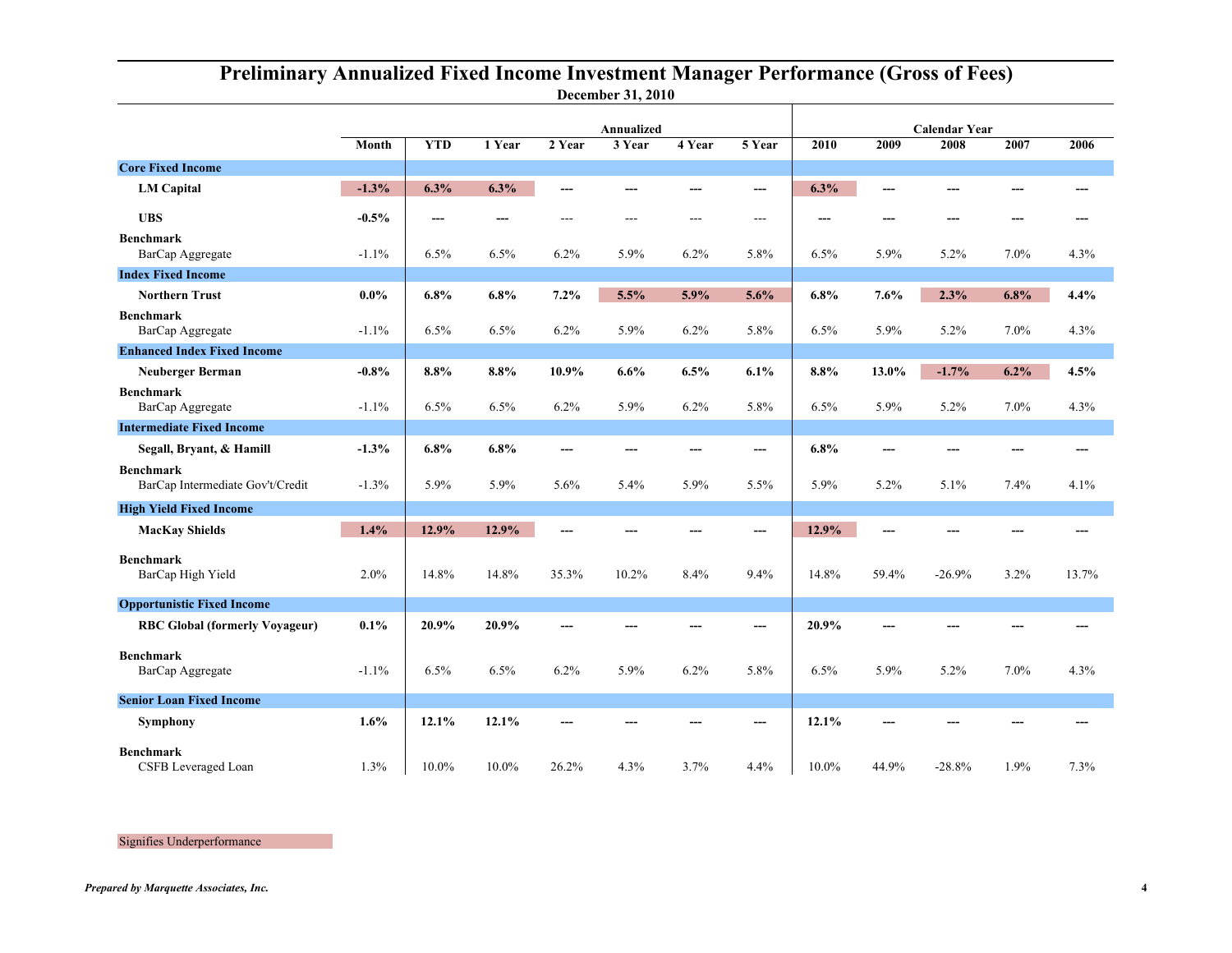# Preliminary Annualized Fixed Income Investment Manager Performance (Gross of Fees)

**December 31, 2010**

| | | | Annualized | | | | | Calendar Year | | | | |
|---|---|---|---|---|---|---|---|---|---|---|---|---|
| | **Month** | **YTD** | **1 Year** | **2 Year** | **3 Year** | **4 Year** | **5 Year** | **2010** | **2009** | **2008** | **2007** | **2006** |
| **Core Fixed Income** | | | | | | | | | | | | |
| **LM Capital** | **-1.3%** | **6.3%** | **6.3%** | --- | --- | --- | --- | **6.3%** | --- | --- | --- | --- |
| **UBS** | **-0.5%** | --- | --- | --- | --- | --- | --- | --- | --- | --- | --- | --- |
| **Benchmark** BarCap Aggregate | -1.1% | 6.5% | 6.5% | 6.2% | 5.9% | 6.2% | 5.8% | 6.5% | 5.9% | 5.2% | 7.0% | 4.3% |
| **Index Fixed Income** | | | | | | | | | | | | |
| **Northern Trust** | **0.0%** | **6.8%** | **6.8%** | **7.2%** | **5.5%** | **5.9%** | **5.6%** | **6.8%** | **7.6%** | **2.3%** | **6.8%** | **4.4%** |
| **Benchmark** BarCap Aggregate | -1.1% | 6.5% | 6.5% | 6.2% | 5.9% | 6.2% | 5.8% | 6.5% | 5.9% | 5.2% | 7.0% | 4.3% |
| **Enhanced Index Fixed Income** | | | | | | | | | | | | |
| **Neuberger Berman** | **-0.8%** | **8.8%** | **8.8%** | **10.9%** | **6.6%** | **6.5%** | **6.1%** | **8.8%** | **13.0%** | **-1.7%** | **6.2%** | **4.5%** |
| **Benchmark** BarCap Aggregate | -1.1% | 6.5% | 6.5% | 6.2% | 5.9% | 6.2% | 5.8% | 6.5% | 5.9% | 5.2% | 7.0% | 4.3% |
| **Intermediate Fixed Income** | | | | | | | | | | | | |
| **Segall, Bryant, & Hamill** | **-1.3%** | **6.8%** | **6.8%** | --- | --- | --- | --- | **6.8%** | --- | --- | --- | --- |
| **Benchmark** BarCap Intermediate Gov't/Credit | -1.3% | 5.9% | 5.9% | 5.6% | 5.4% | 5.9% | 5.5% | 5.9% | 5.2% | 5.1% | 7.4% | 4.1% |
| **High Yield Fixed Income** | | | | | | | | | | | | |
| **MacKay Shields** | **1.4%** | **12.9%** | **12.9%** | --- | --- | --- | --- | **12.9%** | --- | --- | --- | --- |
| **Benchmark** BarCap High Yield | 2.0% | 14.8% | 14.8% | 35.3% | 10.2% | 8.4% | 9.4% | 14.8% | 59.4% | -26.9% | 3.2% | 13.7% |
| **Opportunistic Fixed Income** | | | | | | | | | | | | |
| **RBC Global (formerly Voyageur)** | **0.1%** | **20.9%** | **20.9%** | --- | --- | --- | --- | **20.9%** | --- | --- | --- | --- |
| **Benchmark** BarCap Aggregate | -1.1% | 6.5% | 6.5% | 6.2% | 5.9% | 6.2% | 5.8% | 6.5% | 5.9% | 5.2% | 7.0% | 4.3% |
| **Senior Loan Fixed Income** | | | | | | | | | | | | |
| **Symphony** | **1.6%** | **12.1%** | **12.1%** | --- | --- | --- | --- | **12.1%** | --- | --- | --- | --- |
| **Benchmark** CSFB Leveraged Loan | 1.3% | 10.0% | 10.0% | 26.2% | 4.3% | 3.7% | 4.4% | 10.0% | 44.9% | -28.8% | 1.9% | 7.3% |

Signifies Underperformance

*Prepared by Marquette Associates, Inc.*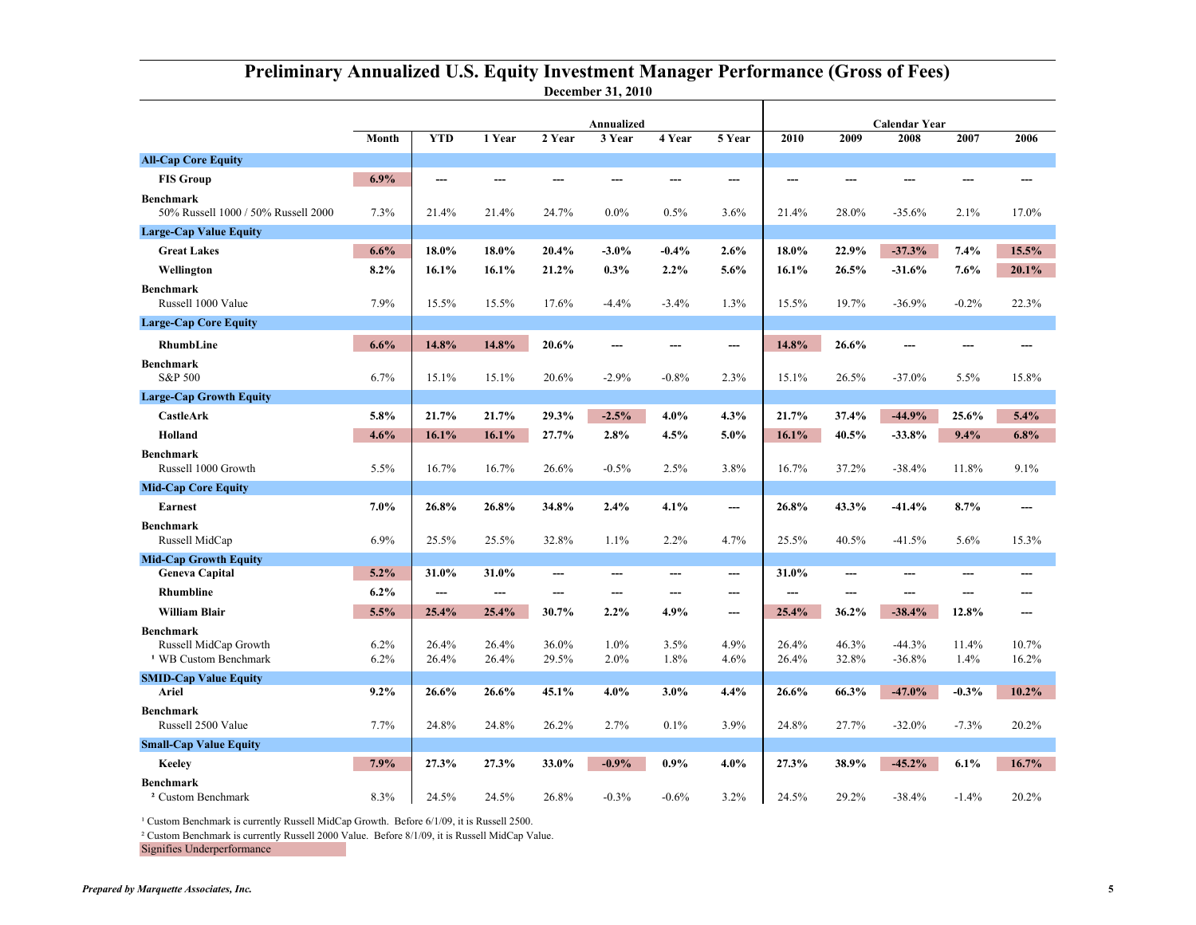# Preliminary Annualized U.S. Equity Investment Manager Performance (Gross of Fees)

**December 31, 2010**

| | | Annualized | | | | | | Calendar Year | | | | |
|---|---|---|---|---|---|---|---|---|---|---|---|---|
| | Month | YTD | 1 Year | 2 Year | 3 Year | 4 Year | 5 Year | 2010 | 2009 | 2008 | 2007 | 2006 |
| **All-Cap Core Equity** | | | | | | | | | | | | |
| **FIS Group** | **6.9%** | --- | --- | --- | --- | --- | --- | --- | --- | --- | --- | --- |
| **Benchmark** 50% Russell 1000 / 50% Russell 2000 | 7.3% | 21.4% | 21.4% | 24.7% | 0.0% | 0.5% | 3.6% | 21.4% | 28.0% | -35.6% | 2.1% | 17.0% |
| **Large-Cap Value Equity** | | | | | | | | | | | | |
| **Great Lakes** | **6.6%** | **18.0%** | **18.0%** | **20.4%** | **-3.0%** | **-0.4%** | **2.6%** | **18.0%** | **22.9%** | **-37.3%** | **7.4%** | **15.5%** |
| **Wellington** | **8.2%** | **16.1%** | **16.1%** | **21.2%** | **0.3%** | **2.2%** | **5.6%** | **16.1%** | **26.5%** | **-31.6%** | **7.6%** | **20.1%** |
| **Benchmark** Russell 1000 Value | 7.9% | 15.5% | 15.5% | 17.6% | -4.4% | -3.4% | 1.3% | 15.5% | 19.7% | -36.9% | -0.2% | 22.3% |
| **Large-Cap Core Equity** | | | | | | | | | | | | |
| **RhumbLine** | **6.6%** | **14.8%** | **14.8%** | **20.6%** | --- | --- | --- | **14.8%** | **26.6%** | --- | --- | --- |
| **Benchmark** S&P 500 | 6.7% | 15.1% | 15.1% | 20.6% | -2.9% | -0.8% | 2.3% | 15.1% | 26.5% | -37.0% | 5.5% | 15.8% |
| **Large-Cap Growth Equity** | | | | | | | | | | | | |
| **CastleArk** | **5.8%** | **21.7%** | **21.7%** | **29.3%** | **-2.5%** | **4.0%** | **4.3%** | **21.7%** | **37.4%** | **-44.9%** | **25.6%** | **5.4%** |
| **Holland** | **4.6%** | **16.1%** | **16.1%** | **27.7%** | **2.8%** | **4.5%** | **5.0%** | **16.1%** | **40.5%** | **-33.8%** | **9.4%** | **6.8%** |
| **Benchmark** Russell 1000 Growth | 5.5% | 16.7% | 16.7% | 26.6% | -0.5% | 2.5% | 3.8% | 16.7% | 37.2% | -38.4% | 11.8% | 9.1% |
| **Mid-Cap Core Equity** | | | | | | | | | | | | |
| **Earnest** | **7.0%** | **26.8%** | **26.8%** | **34.8%** | **2.4%** | **4.1%** | --- | **26.8%** | **43.3%** | **-41.4%** | **8.7%** | --- |
| **Benchmark** Russell MidCap | 6.9% | 25.5% | 25.5% | 32.8% | 1.1% | 2.2% | 4.7% | 25.5% | 40.5% | -41.5% | 5.6% | 15.3% |
| **Mid-Cap Growth Equity** | | | | | | | | | | | | |
| **Geneva Capital** | **5.2%** | **31.0%** | **31.0%** | --- | --- | --- | --- | **31.0%** | --- | --- | --- | --- |
| **Rhumbline** | **6.2%** | --- | --- | --- | --- | --- | --- | --- | --- | --- | --- | --- |
| **William Blair** | **5.5%** | **25.4%** | **25.4%** | **30.7%** | **2.2%** | **4.9%** | --- | **25.4%** | **36.2%** | **-38.4%** | **12.8%** | --- |
| **Benchmark** Russell MidCap Growth | 6.2% | 26.4% | 26.4% | 36.0% | 1.0% | 3.5% | 4.9% | 26.4% | 46.3% | -44.3% | 11.4% | 10.7% |
| [1] WB Custom Benchmark | 6.2% | 26.4% | 26.4% | 29.5% | 2.0% | 1.8% | 4.6% | 26.4% | 32.8% | -36.8% | 1.4% | 16.2% |
| **SMID-Cap Value Equity** | | | | | | | | | | | | |
| **Ariel** | **9.2%** | **26.6%** | **26.6%** | **45.1%** | **4.0%** | **3.0%** | **4.4%** | **26.6%** | **66.3%** | **-47.0%** | **-0.3%** | **10.2%** |
| **Benchmark** Russell 2500 Value | 7.7% | 24.8% | 24.8% | 26.2% | 2.7% | 0.1% | 3.9% | 24.8% | 27.7% | -32.0% | -7.3% | 20.2% |
| **Small-Cap Value Equity** | | | | | | | | | | | | |
| **Keeley** | **7.9%** | **27.3%** | **27.3%** | **33.0%** | **-0.9%** | **0.9%** | **4.0%** | **27.3%** | **38.9%** | **-45.2%** | **6.1%** | **16.7%** |
| **Benchmark** [2] Custom Benchmark | 8.3% | 24.5% | 24.5% | 26.8% | -0.3% | -0.6% | 3.2% | 24.5% | 29.2% | -38.4% | -1.4% | 20.2% |

[1] Custom Benchmark is currently Russell MidCap Growth. Before 6/1/09, it is Russell 2500.

[2] Custom Benchmark is currently Russell 2000 Value. Before 8/1/09, it is Russell MidCap Value.

Signifies Underperformance

*Prepared by Marquette Associates, Inc.*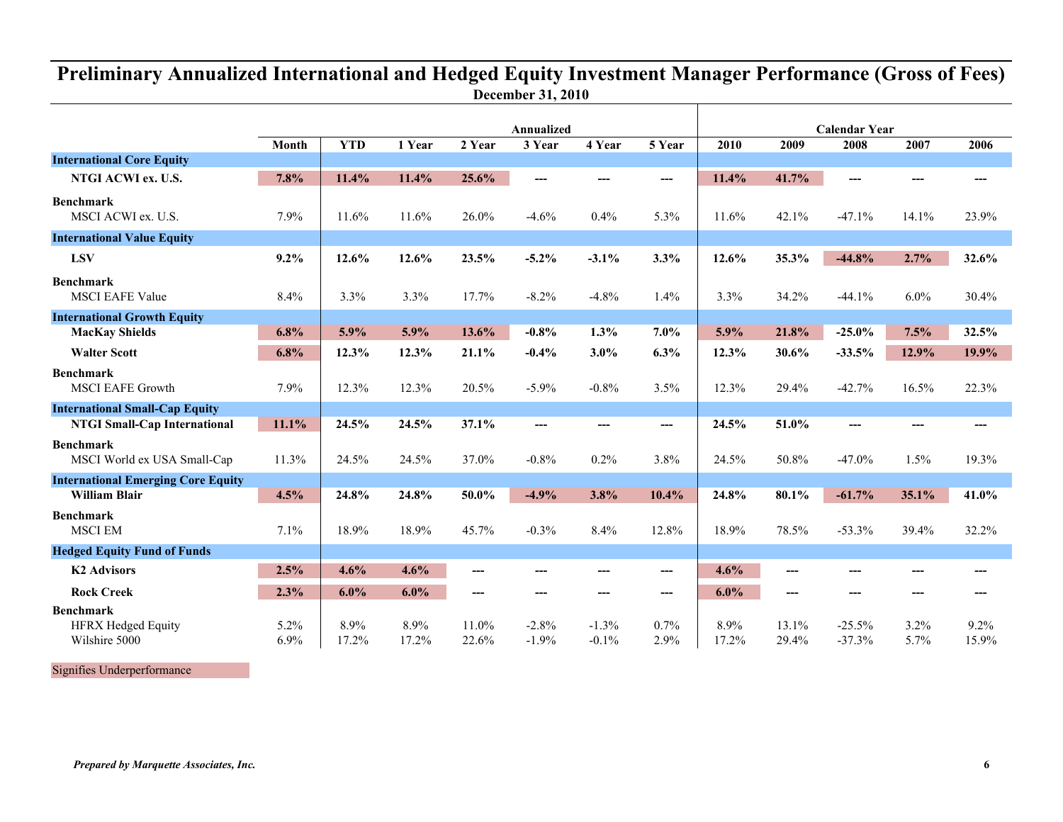# Preliminary Annualized International and Hedged Equity Investment Manager Performance (Gross of Fees)

**December 31, 2010**

| | | | | Annualized | | | | | | Calendar Year | | |
|---|---|---|---|---|---|---|---|---|---|---|---|---|
| | **Month** | **YTD** | **1 Year** | **2 Year** | **3 Year** | **4 Year** | **5 Year** | **2010** | **2009** | **2008** | **2007** | **2006** |
| **International Core Equity** | | | | | | | | | | | | |
| **NTGI ACWI ex. U.S.** | **7.8%** | **11.4%** | **11.4%** | **25.6%** | **---** | **---** | **---** | **11.4%** | **41.7%** | **---** | **---** | **---** |
| **Benchmark** | | | | | | | | | | | | |
| MSCI ACWI ex. U.S. | 7.9% | 11.6% | 11.6% | 26.0% | -4.6% | 0.4% | 5.3% | 11.6% | 42.1% | -47.1% | 14.1% | 23.9% |
| **International Value Equity** | | | | | | | | | | | | |
| **LSV** | **9.2%** | **12.6%** | **12.6%** | **23.5%** | **-5.2%** | **-3.1%** | **3.3%** | **12.6%** | **35.3%** | **-44.8%** | **2.7%** | **32.6%** |
| **Benchmark** | | | | | | | | | | | | |
| MSCI EAFE Value | 8.4% | 3.3% | 3.3% | 17.7% | -8.2% | -4.8% | 1.4% | 3.3% | 34.2% | -44.1% | 6.0% | 30.4% |
| **International Growth Equity** | | | | | | | | | | | | |
| **MacKay Shields** | **6.8%** | **5.9%** | **5.9%** | **13.6%** | **-0.8%** | **1.3%** | **7.0%** | **5.9%** | **21.8%** | **-25.0%** | **7.5%** | **32.5%** |
| **Walter Scott** | **6.8%** | **12.3%** | **12.3%** | **21.1%** | **-0.4%** | **3.0%** | **6.3%** | **12.3%** | **30.6%** | **-33.5%** | **12.9%** | **19.9%** |
| **Benchmark** | | | | | | | | | | | | |
| MSCI EAFE Growth | 7.9% | 12.3% | 12.3% | 20.5% | -5.9% | -0.8% | 3.5% | 12.3% | 29.4% | -42.7% | 16.5% | 22.3% |
| **International Small-Cap Equity** | | | | | | | | | | | | |
| **NTGI Small-Cap International** | **11.1%** | **24.5%** | **24.5%** | **37.1%** | **---** | **---** | **---** | **24.5%** | **51.0%** | **---** | **---** | **---** |
| **Benchmark** | | | | | | | | | | | | |
| MSCI World ex USA Small-Cap | 11.3% | 24.5% | 24.5% | 37.0% | -0.8% | 0.2% | 3.8% | 24.5% | 50.8% | -47.0% | 1.5% | 19.3% |
| **International Emerging Core Equity** | | | | | | | | | | | | |
| **William Blair** | **4.5%** | **24.8%** | **24.8%** | **50.0%** | **-4.9%** | **3.8%** | **10.4%** | **24.8%** | **80.1%** | **-61.7%** | **35.1%** | **41.0%** |
| **Benchmark** | | | | | | | | | | | | |
| MSCI EM | 7.1% | 18.9% | 18.9% | 45.7% | -0.3% | 8.4% | 12.8% | 18.9% | 78.5% | -53.3% | 39.4% | 32.2% |
| **Hedged Equity Fund of Funds** | | | | | | | | | | | | |
| **K2 Advisors** | **2.5%** | **4.6%** | **4.6%** | **---** | **---** | **---** | **---** | **4.6%** | **---** | **---** | **---** | **---** |
| **Rock Creek** | **2.3%** | **6.0%** | **6.0%** | **---** | **---** | **---** | **---** | **6.0%** | **---** | **---** | **---** | **---** |
| **Benchmark** | | | | | | | | | | | | |
| HFRX Hedged Equity | 5.2% | 8.9% | 8.9% | 11.0% | -2.8% | -1.3% | 0.7% | 8.9% | 13.1% | -25.5% | 3.2% | 9.2% |
| Wilshire 5000 | 6.9% | 17.2% | 17.2% | 22.6% | -1.9% | -0.1% | 2.9% | 17.2% | 29.4% | -37.3% | 5.7% | 15.9% |

Signifies Underperformance

*Prepared by Marquette Associates, Inc.*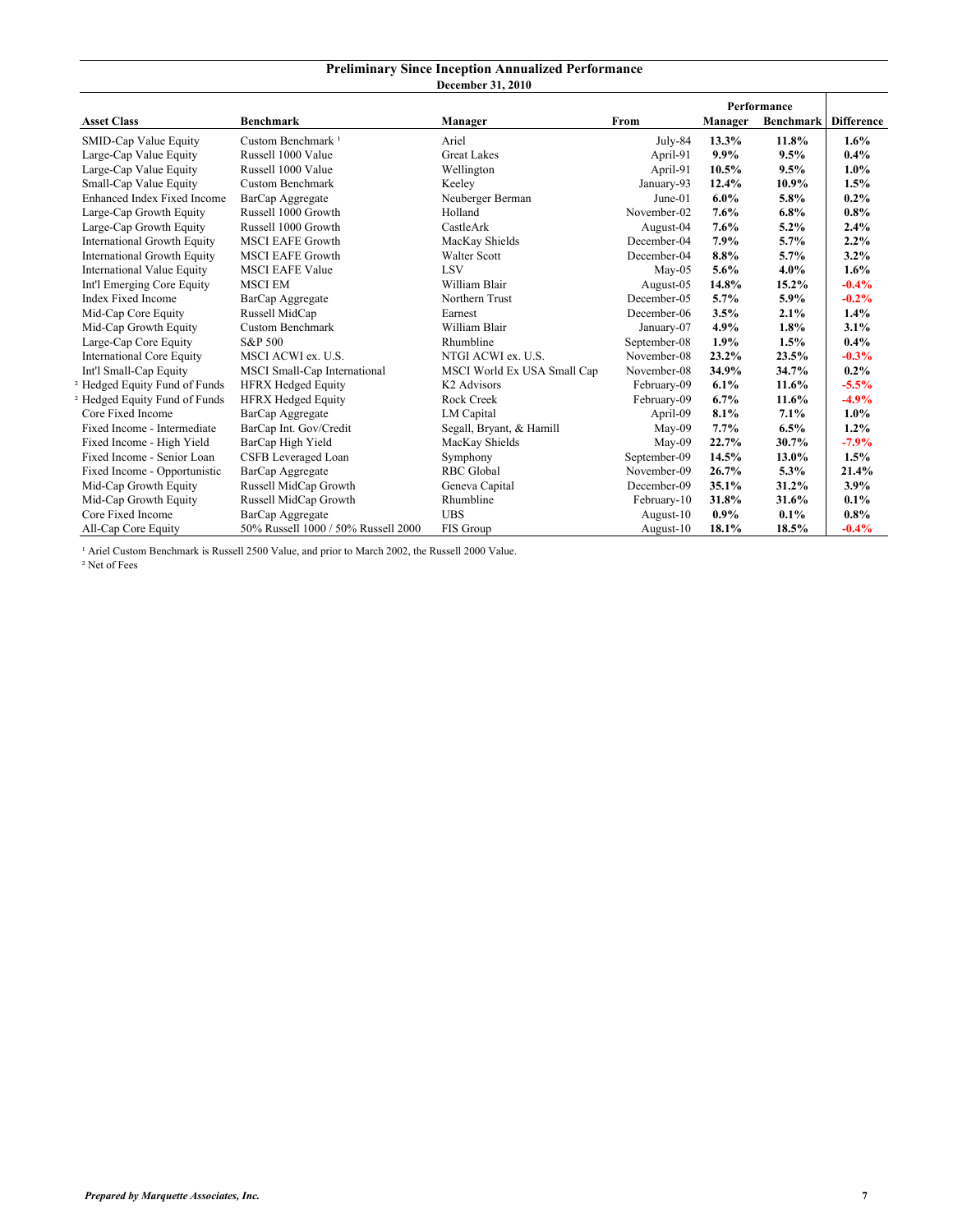## Preliminary Since Inception Annualized Performance

**December 31, 2010**

| Asset Class | Benchmark | Manager | From | Performance | | Difference |
|---|---|---|---|---|---|---|
| | | | | Manager | Benchmark | |
| SMID-Cap Value Equity | Custom Benchmark [1] | Ariel | July-84 | **13.3%** | **11.8%** | **1.6%** |
| Large-Cap Value Equity | Russell 1000 Value | Great Lakes | April-91 | **9.9%** | **9.5%** | **0.4%** |
| Large-Cap Value Equity | Russell 1000 Value | Wellington | April-91 | **10.5%** | **9.5%** | **1.0%** |
| Small-Cap Value Equity | Custom Benchmark | Keeley | January-93 | **12.4%** | **10.9%** | **1.5%** |
| Enhanced Index Fixed Income | BarCap Aggregate | Neuberger Berman | June-01 | **6.0%** | **5.8%** | **0.2%** |
| Large-Cap Growth Equity | Russell 1000 Growth | Holland | November-02 | **7.6%** | **6.8%** | **0.8%** |
| Large-Cap Growth Equity | Russell 1000 Growth | CastleArk | August-04 | **7.6%** | **5.2%** | **2.4%** |
| International Growth Equity | MSCI EAFE Growth | MacKay Shields | December-04 | **7.9%** | **5.7%** | **2.2%** |
| International Growth Equity | MSCI EAFE Growth | Walter Scott | December-04 | **8.8%** | **5.7%** | **3.2%** |
| International Value Equity | MSCI EAFE Value | LSV | May-05 | **5.6%** | **4.0%** | **1.6%** |
| Int'l Emerging Core Equity | MSCI EM | William Blair | August-05 | **14.8%** | **15.2%** | **-0.4%** |
| Index Fixed Income | BarCap Aggregate | Northern Trust | December-05 | **5.7%** | **5.9%** | **-0.2%** |
| Mid-Cap Core Equity | Russell MidCap | Earnest | December-06 | **3.5%** | **2.1%** | **1.4%** |
| Mid-Cap Growth Equity | Custom Benchmark | William Blair | January-07 | **4.9%** | **1.8%** | **3.1%** |
| Large-Cap Core Equity | S&P 500 | Rhumbline | September-08 | **1.9%** | **1.5%** | **0.4%** |
| International Core Equity | MSCI ACWI ex. U.S. | NTGI ACWI ex. U.S. | November-08 | **23.2%** | **23.5%** | **-0.3%** |
| Int'l Small-Cap Equity | MSCI Small-Cap International | MSCI World Ex USA Small Cap | November-08 | **34.9%** | **34.7%** | **0.2%** |
| [2] Hedged Equity Fund of Funds | HFRX Hedged Equity | K2 Advisors | February-09 | **6.1%** | **11.6%** | **-5.5%** |
| [2] Hedged Equity Fund of Funds | HFRX Hedged Equity | Rock Creek | February-09 | **6.7%** | **11.6%** | **-4.9%** |
| Core Fixed Income | BarCap Aggregate | LM Capital | April-09 | **8.1%** | **7.1%** | **1.0%** |
| Fixed Income - Intermediate | BarCap Int. Gov/Credit | Segall, Bryant, & Hamill | May-09 | **7.7%** | **6.5%** | **1.2%** |
| Fixed Income - High Yield | BarCap High Yield | MacKay Shields | May-09 | **22.7%** | **30.7%** | **-7.9%** |
| Fixed Income - Senior Loan | CSFB Leveraged Loan | Symphony | September-09 | **14.5%** | **13.0%** | **1.5%** |
| Fixed Income - Opportunistic | BarCap Aggregate | RBC Global | November-09 | **26.7%** | **5.3%** | **21.4%** |
| Mid-Cap Growth Equity | Russell MidCap Growth | Geneva Capital | December-09 | **35.1%** | **31.2%** | **3.9%** |
| Mid-Cap Growth Equity | Russell MidCap Growth | Rhumbline | February-10 | **31.8%** | **31.6%** | **0.1%** |
| Core Fixed Income | BarCap Aggregate | UBS | August-10 | **0.9%** | **0.1%** | **0.8%** |
| All-Cap Core Equity | 50% Russell 1000 / 50% Russell 2000 | FIS Group | August-10 | **18.1%** | **18.5%** | **-0.4%** |

[1] Ariel Custom Benchmark is Russell 2500 Value, and prior to March 2002, the Russell 2000 Value.

[2] Net of Fees

*Prepared by Marquette Associates, Inc.*